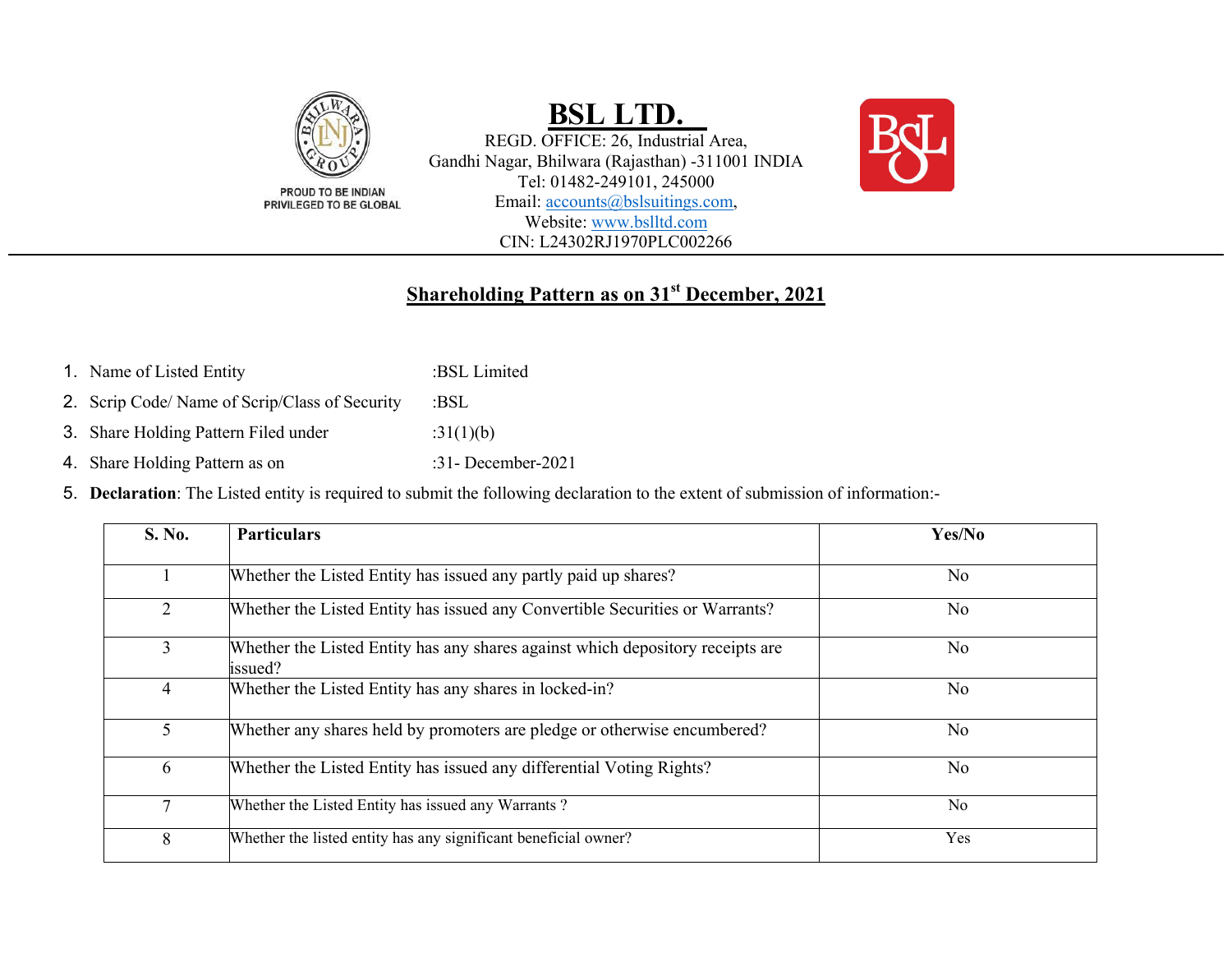# BSL LTD.

REGD. OFFICE: 26, Industrial Area,
Gandhi Nagar, Bhilwara (Rajasthan) -311001 INDIA
Tel: 01482-249101, 245000
Email: accounts@bslsuitings.com,
Website: www.bslltd.com
CIN: L24302RJ1970PLC002266

PROUD TO BE INDIAN
PRIVILEGED TO BE GLOBAL

## Shareholding Pattern as on 31st December, 2021

1. Name of Listed Entity :BSL Limited
2. Scrip Code/ Name of Scrip/Class of Security :BSL
3. Share Holding Pattern Filed under :31(1)(b)
4. Share Holding Pattern as on :31- December-2021
5. **Declaration**: The Listed entity is required to submit the following declaration to the extent of submission of information:-

| S. No. | Particulars | Yes/No |
|---|---|---|
| 1 | Whether the Listed Entity has issued any partly paid up shares? | No |
| 2 | Whether the Listed Entity has issued any Convertible Securities or Warrants? | No |
| 3 | Whether the Listed Entity has any shares against which depository receipts are issued? | No |
| 4 | Whether the Listed Entity has any shares in locked-in? | No |
| 5 | Whether any shares held by promoters are pledge or otherwise encumbered? | No |
| 6 | Whether the Listed Entity has issued any differential Voting Rights? | No |
| 7 | Whether the Listed Entity has issued any Warrants ? | No |
| 8 | Whether the listed entity has any significant beneficial owner? | Yes |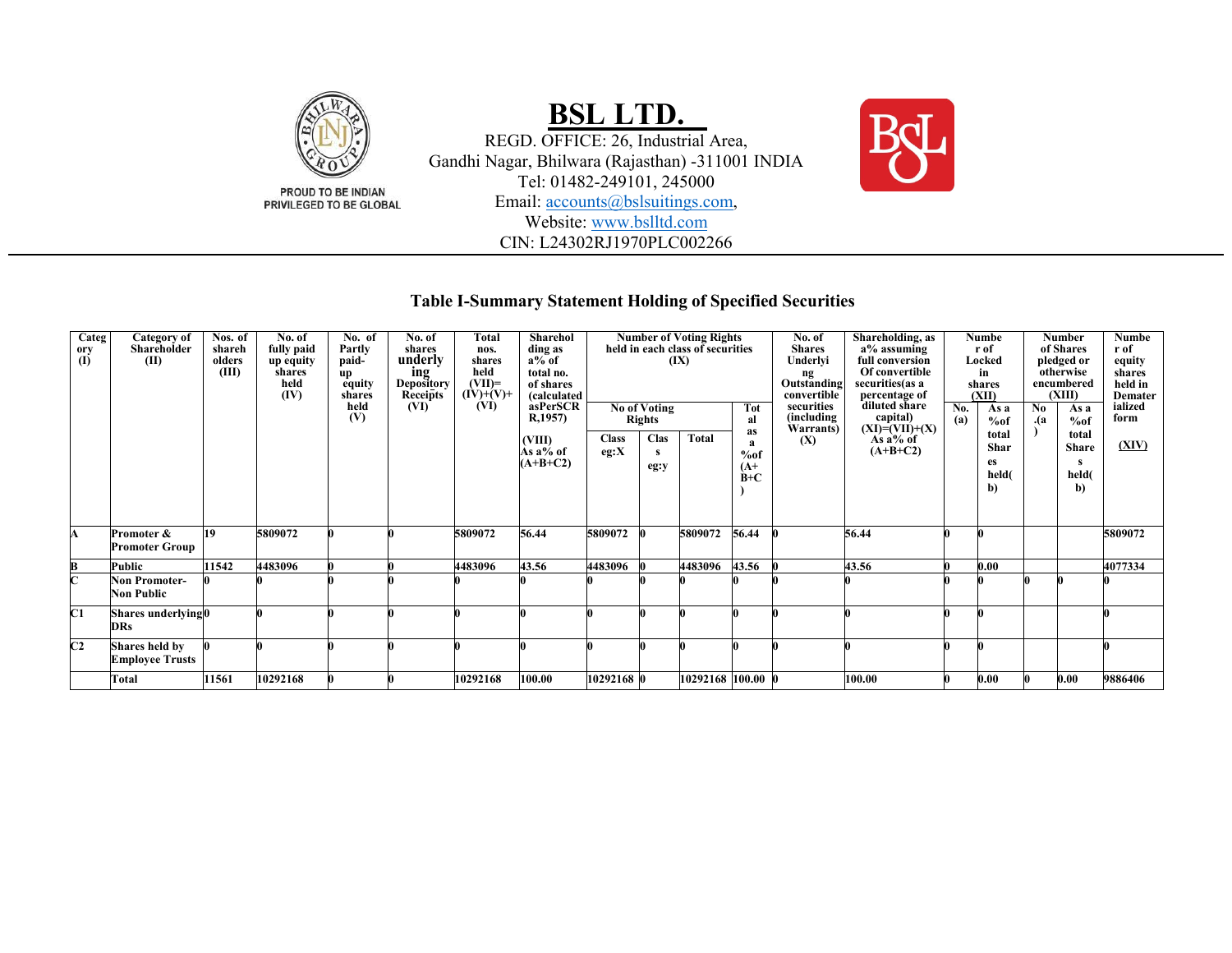# BSL LTD.

PROUD TO BE INDIAN
PRIVILEGED TO BE GLOBAL

REGD. OFFICE: 26, Industrial Area,
Gandhi Nagar, Bhilwara (Rajasthan) -311001 INDIA
Tel: 01482-249101, 245000
Email: accounts@bslsuitings.com,
Website: www.bslltd.com
CIN: L24302RJ1970PLC002266

## Table I-Summary Statement Holding of Specified Securities

| Category (I) | Category of Shareholder (II) | Nos. of shareholders (III) | No. of fully paid up equity shares held (IV) | No. of Partly paid-up equity shares held (V) | No. of shares underlying Depository Receipts (VI) | Total nos. shares held (VII)= (IV)+(V)+ (VI) | Shareholding as a% of total no. of shares (calculated asPerSCR R,1957) (VIII) As a% of (A+B+C2) | Number of Voting Rights held in each class of securities (IX) | | | | No. of Shares Underlying Outstanding convertible securities (including Warrants) (X) | Shareholding, as a% assuming full conversion Of convertible securities(as a percentage of diluted share capital) (XI)=(VII)+(X) As a% of (A+B+C2) | Number of Locked in shares (XII) | | Number of Shares pledged or otherwise encumbered (XIII) | | Number of equity shares held in Dematerialized form (XIV) |
|---|---|---|---|---|---|---|---|---|---|---|---|---|---|---|---|---|---|---|
| | | | | | | | | No of Voting Rights | | | Total as a %of (A+B+C) | | | No. (a) | As a %of total Shares held(b) | No.(a) | As a %of total Shares held(b) | |
| | | | | | | | | Class eg:X | Class eg:y | Total | | | | | | | | |
| A | Promoter & Promoter Group | 19 | 5809072 | 0 | 0 | 5809072 | 56.44 | 5809072 | 0 | 5809072 | 56.44 | 0 | 56.44 | 0 | 0 | | | 5809072 |
| B | Public | 11542 | 4483096 | 0 | 0 | 4483096 | 43.56 | 4483096 | 0 | 4483096 | 43.56 | 0 | 43.56 | 0 | 0.00 | | | 4077334 |
| C | Non Promoter-Non Public | 0 | 0 | 0 | 0 | 0 | 0 | 0 | 0 | 0 | 0 | 0 | 0 | 0 | 0 | 0 | 0 | 0 |
| C1 | Shares underlying DRs | 0 | 0 | 0 | 0 | 0 | 0 | 0 | 0 | 0 | 0 | 0 | 0 | 0 | 0 | | | 0 |
| C2 | Shares held by Employee Trusts | 0 | 0 | 0 | 0 | 0 | 0 | 0 | 0 | 0 | 0 | 0 | 0 | 0 | 0 | | | 0 |
| | Total | 11561 | 10292168 | 0 | 0 | 10292168 | 100.00 | 10292168 | 0 | 10292168 | 100.00 | 0 | 100.00 | 0 | 0.00 | 0 | 0.00 | 9886406 |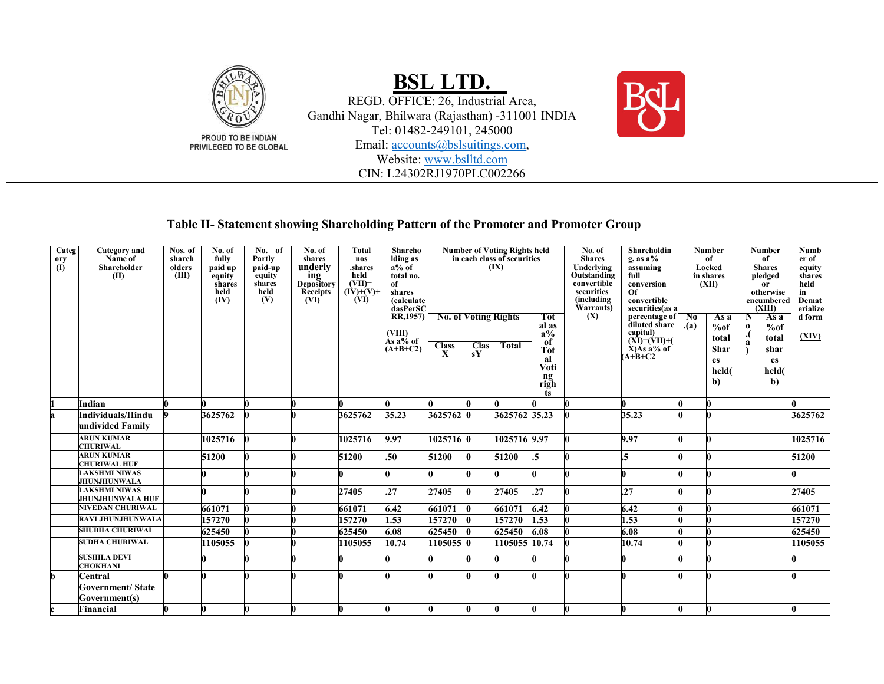# BSL LTD.

REGD. OFFICE: 26, Industrial Area,
Gandhi Nagar, Bhilwara (Rajasthan) -311001 INDIA
Tel: 01482-249101, 245000
Email: accounts@bslsuitings.com,
Website: www.bslltd.com
CIN: L24302RJ1970PLC002266

PROUD TO BE INDIAN
PRIVILEGED TO BE GLOBAL

## Table II- Statement showing Shareholding Pattern of the Promoter and Promoter Group

| Category (I) | Category and Name of Shareholder (II) | Nos. of shareholders (III) | No. of fully paid up equity shares held (IV) | No. of Partly paid-up equity shares held (V) | No. of shares underlying Depository Receipts (VI) | Total nos .shares held (VII)= (IV)+(V)+ (VI) | Shareholding as a% of total no. of shares (calculate dasPerSCRR,1957) (VIII) As a% of (A+B+C2) | Number of Voting Rights held in each class of securities (IX) | | | | No. of Shares Underlying Outstanding convertible securities (including Warrants) (X) | Shareholding, as a% assuming full conversion Of convertible securities(as a percentage of diluted share capital) (XI)=(VII)+(X)As a% of (A+B+C2 | Number of Locked in shares (XII) | | Number of Shares pledged or otherwise encumbered (XIII) | | Number of equity shares held in Dematerialized form (XIV) |
|---|---|---|---|---|---|---|---|---|---|---|---|---|---|---|---|---|---|---|
| | | | | | | | | No. of Voting Rights | | | Total as a% of Total Voting rights | | | No.(a) | As a %of total Shares held(b) | No.(a) | As a %of total shares held(b) | |
| | | | | | | | | Class X | Class Y | Total | | | | | | | | |
| 1 | Indian | 0 | 0 | 0 | 0 | 0 | 0 | 0 | 0 | 0 | 0 | 0 | 0 | 0 | 0 | | | 0 |
| a | Individuals/Hindu undivided Family | 9 | 3625762 | 0 | 0 | 3625762 | 35.23 | 3625762 | 0 | 3625762 | 35.23 | 0 | 35.23 | 0 | 0 | | | 3625762 |
| | ARUN KUMAR CHURIWAL | | 1025716 | 0 | 0 | 1025716 | 9.97 | 1025716 | 0 | 1025716 | 9.97 | 0 | 9.97 | 0 | 0 | | | 1025716 |
| | ARUN KUMAR CHURIWAL HUF | | 51200 | 0 | 0 | 51200 | .50 | 51200 | 0 | 51200 | .5 | 0 | .5 | 0 | 0 | | | 51200 |
| | LAKSHMI NIWAS JHUNJHUNWALA | | 0 | 0 | 0 | 0 | 0 | 0 | 0 | 0 | 0 | 0 | 0 | 0 | 0 | | | 0 |
| | LAKSHMI NIWAS JHUNJHUNWALA HUF | | 0 | 0 | 0 | 27405 | .27 | 27405 | 0 | 27405 | .27 | 0 | .27 | 0 | 0 | | | 27405 |
| | NIVEDAN CHURIWAL | | 661071 | 0 | 0 | 661071 | 6.42 | 661071 | 0 | 661071 | 6.42 | 0 | 6.42 | 0 | 0 | | | 661071 |
| | RAVI JHUNJHUNWALA | | 157270 | 0 | 0 | 157270 | 1.53 | 157270 | 0 | 157270 | 1.53 | 0 | 1.53 | 0 | 0 | | | 157270 |
| | SHUBHA CHURIWAL | | 625450 | 0 | 0 | 625450 | 6.08 | 625450 | 0 | 625450 | 6.08 | 0 | 6.08 | 0 | 0 | | | 625450 |
| | SUDHA CHURIWAL | | 1105055 | 0 | 0 | 1105055 | 10.74 | 1105055 | 0 | 1105055 | 10.74 | 0 | 10.74 | 0 | 0 | | | 1105055 |
| | SUSHILA DEVI CHOKHANI | | 0 | 0 | 0 | 0 | 0 | 0 | 0 | 0 | 0 | 0 | 0 | 0 | 0 | | | 0 |
| b | Central Government/ State Government(s) | 0 | 0 | 0 | 0 | 0 | 0 | 0 | 0 | 0 | 0 | 0 | 0 | 0 | 0 | | | 0 |
| c | Financial | 0 | 0 | 0 | 0 | 0 | 0 | 0 | 0 | 0 | 0 | 0 | 0 | 0 | 0 | | | 0 |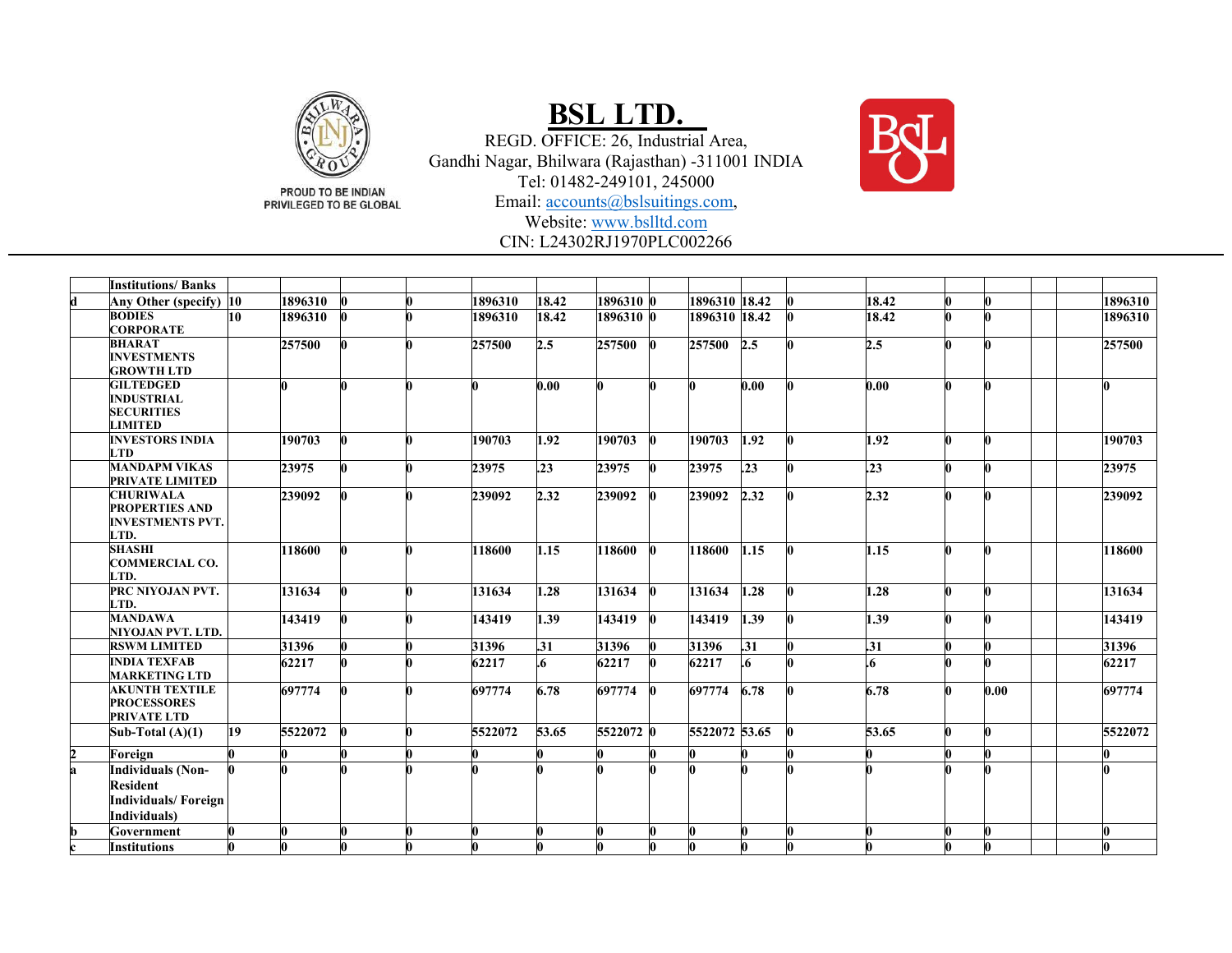# BSL LTD.

REGD. OFFICE: 26, Industrial Area,
Gandhi Nagar, Bhilwara (Rajasthan) -311001 INDIA
Tel: 01482-249101, 245000
Email: accounts@bslsuitings.com,
Website: www.bslltd.com
CIN: L24302RJ1970PLC002266

PROUD TO BE INDIAN
PRIVILEGED TO BE GLOBAL

| | Institutions/ Banks | | | | | | | | | | | | | | | | | |
|---|---|---|---|---|---|---|---|---|---|---|---|---|---|---|---|---|---|---|
| d | Any Other (specify) | 10 | 1896310 | 0 | 0 | 1896310 | 18.42 | 1896310 | 0 | 1896310 | 18.42 | 0 | | 18.42 | 0 | 0 | | 1896310 |
| | BODIES CORPORATE | 10 | 1896310 | 0 | 0 | 1896310 | 18.42 | 1896310 | 0 | 1896310 | 18.42 | 0 | | 18.42 | 0 | 0 | | 1896310 |
| | BHARAT INVESTMENTS GROWTH LTD | | 257500 | 0 | 0 | 257500 | 2.5 | 257500 | 0 | 257500 | 2.5 | 0 | | 2.5 | 0 | 0 | | 257500 |
| | GILTEDGED INDUSTRIAL SECURITIES LIMITED | | 0 | 0 | 0 | 0 | 0.00 | 0 | 0 | 0 | 0.00 | 0 | | 0.00 | 0 | 0 | | 0 |
| | INVESTORS INDIA LTD | | 190703 | 0 | 0 | 190703 | 1.92 | 190703 | 0 | 190703 | 1.92 | 0 | | 1.92 | 0 | 0 | | 190703 |
| | MANDAPM VIKAS PRIVATE LIMITED | | 23975 | 0 | 0 | 23975 | .23 | 23975 | 0 | 23975 | .23 | 0 | | .23 | 0 | 0 | | 23975 |
| | CHURIWALA PROPERTIES AND INVESTMENTS PVT. LTD. | | 239092 | 0 | 0 | 239092 | 2.32 | 239092 | 0 | 239092 | 2.32 | 0 | | 2.32 | 0 | 0 | | 239092 |
| | SHASHI COMMERCIAL CO. LTD. | | 118600 | 0 | 0 | 118600 | 1.15 | 118600 | 0 | 118600 | 1.15 | 0 | | 1.15 | 0 | 0 | | 118600 |
| | PRC NIYOJAN PVT. LTD. | | 131634 | 0 | 0 | 131634 | 1.28 | 131634 | 0 | 131634 | 1.28 | 0 | | 1.28 | 0 | 0 | | 131634 |
| | MANDAWA NIYOJAN PVT. LTD. | | 143419 | 0 | 0 | 143419 | 1.39 | 143419 | 0 | 143419 | 1.39 | 0 | | 1.39 | 0 | 0 | | 143419 |
| | RSWM LIMITED | | 31396 | 0 | 0 | 31396 | .31 | 31396 | 0 | 31396 | .31 | 0 | | .31 | 0 | 0 | | 31396 |
| | INDIA TEXFAB MARKETING LTD | | 62217 | 0 | 0 | 62217 | .6 | 62217 | 0 | 62217 | .6 | 0 | | .6 | 0 | 0 | | 62217 |
| | AKUNTH TEXTILE PROCESSORES PRIVATE LTD | | 697774 | 0 | 0 | 697774 | 6.78 | 697774 | 0 | 697774 | 6.78 | 0 | | 6.78 | 0 | 0.00 | | 697774 |
| | Sub-Total (A)(1) | 19 | 5522072 | 0 | 0 | 5522072 | 53.65 | 5522072 | 0 | 5522072 | 53.65 | 0 | | 53.65 | 0 | 0 | | 5522072 |
| 2 | Foreign | 0 | 0 | 0 | 0 | 0 | 0 | 0 | 0 | 0 | 0 | 0 | | 0 | 0 | 0 | | 0 |
| a | Individuals (Non-Resident Individuals/ Foreign Individuals) | 0 | 0 | 0 | 0 | 0 | 0 | 0 | 0 | 0 | 0 | 0 | | 0 | 0 | 0 | | 0 |
| b | Government | 0 | 0 | 0 | 0 | 0 | 0 | 0 | 0 | 0 | 0 | 0 | | 0 | 0 | 0 | | 0 |
| c | Institutions | 0 | 0 | 0 | 0 | 0 | 0 | 0 | 0 | 0 | 0 | 0 | | 0 | 0 | 0 | | 0 |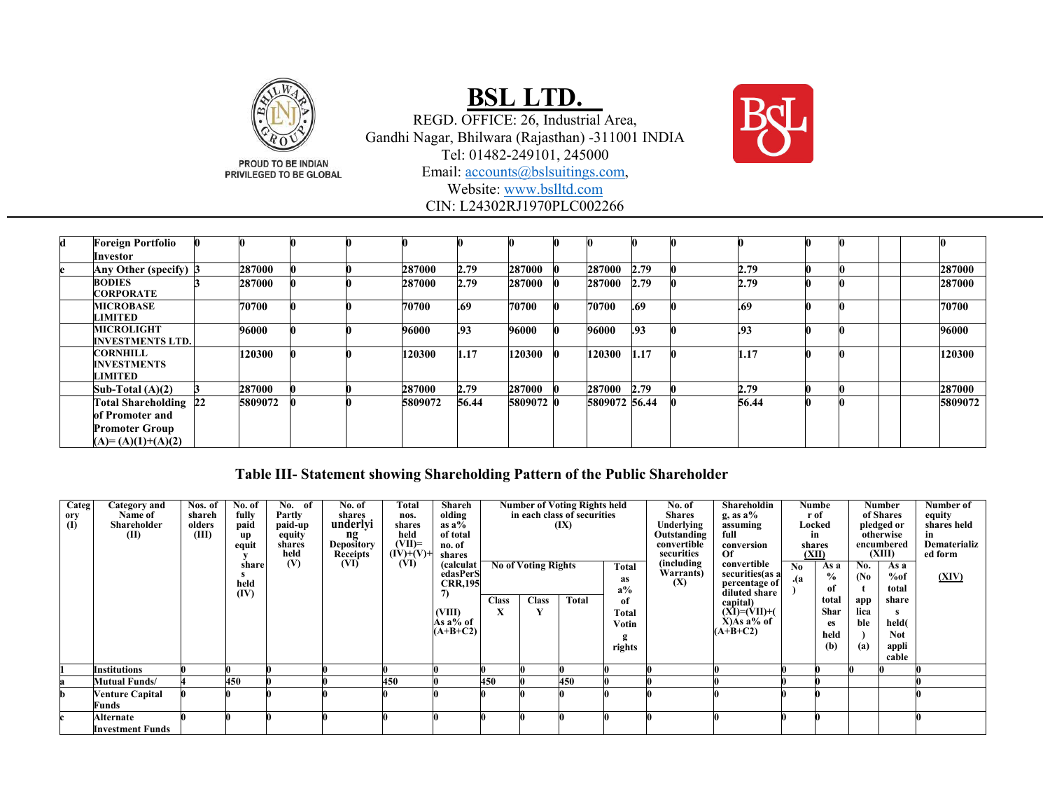| | | | | | | | | | | | | | | | | | | |
|---|---|---|---|---|---|---|---|---|---|---|---|---|---|---|---|---|---|---|
| d | Foreign Portfolio Investor | 0 | 0 | 0 | 0 | 0 | 0 | 0 | 0 | 0 | 0 | 0 | 0 | 0 | 0 | | | 0 |
| e | Any Other (specify) | 3 | 287000 | 0 | 0 | 287000 | 2.79 | 287000 | 0 | 287000 | 2.79 | 0 | 2.79 | 0 | 0 | | | 287000 |
| | BODIES CORPORATE | 3 | 287000 | 0 | 0 | 287000 | 2.79 | 287000 | 0 | 287000 | 2.79 | 0 | 2.79 | 0 | 0 | | | 287000 |
| | MICROBASE LIMITED | | 70700 | 0 | 0 | 70700 | .69 | 70700 | 0 | 70700 | .69 | 0 | .69 | 0 | 0 | | | 70700 |
| | MICROLIGHT INVESTMENTS LTD. | | 96000 | 0 | 0 | 96000 | .93 | 96000 | 0 | 96000 | .93 | 0 | .93 | 0 | 0 | | | 96000 |
| | CORNHILL INVESTMENTS LIMITED | | 120300 | 0 | 0 | 120300 | 1.17 | 120300 | 0 | 120300 | 1.17 | 0 | 1.17 | 0 | 0 | | | 120300 |
| | Sub-Total (A)(2) | 3 | 287000 | 0 | 0 | 287000 | 2.79 | 287000 | 0 | 287000 | 2.79 | 0 | 2.79 | 0 | 0 | | | 287000 |
| | Total Shareholding of Promoter and Promoter Group (A)= (A)(1)+(A)(2) | 22 | 5809072 | 0 | 0 | 5809072 | 56.44 | 5809072 | 0 | 5809072 | 56.44 | 0 | 56.44 | 0 | 0 | | | 5809072 |

## Table III- Statement showing Shareholding Pattern of the Public Shareholder

| Category (I) | Category and Name of Shareholder (II) | Nos. of shareholders (III) | No. of fully paid up equity shares held (IV) | No. of Partly paid-up equity shares held (V) | No. of shares underlying Depository Receipts (VI) | Total nos. shares held (VII)= (IV)+(V)+ (VI) | Shareholding as a% of total no. of shares (calculated as per SCRR,1957) (VIII) As a% of (A+B+C2) | Number of Voting Rights held in each class of securities (IX) | | | | No. of Shares Underlying Outstanding convertible securities (including Warrants) (X) | Shareholding, as a% assuming full conversion Of convertible securities(as a percentage of diluted share capital) (XI)=(VII)+(X)As a% of (A+B+C2) | Number of Locked in shares (XII) | | Number of Shares pledged or otherwise encumbered (XIII) | | Number of equity shares held in Dematerialized form (XIV) |
|---|---|---|---|---|---|---|---|---|---|---|---|---|---|---|---|---|---|---|
| | | | | | | | | No of Voting Rights | | | Total as a% of Total Voting rights | | | No. (a) | As a % of total Shares held (b) | No. (Not applicable) (a) | As a %of total shares held(Not applicable) | |
| | | | | | | | | Class X | Class Y | Total | | | | | | | | |
| 1 | Institutions | 0 | 0 | 0 | 0 | 0 | 0 | 0 | 0 | 0 | 0 | 0 | 0 | 0 | 0 | 0 | 0 | 0 |
| a | Mutual Funds/ | 4 | 450 | 0 | 0 | 450 | 0 | 450 | 0 | 450 | 0 | 0 | 0 | 0 | 0 | | | 0 |
| b | Venture Capital Funds | 0 | 0 | 0 | 0 | 0 | 0 | 0 | 0 | 0 | 0 | 0 | 0 | 0 | 0 | | | 0 |
| c | Alternate Investment Funds | 0 | 0 | 0 | 0 | 0 | 0 | 0 | 0 | 0 | 0 | 0 | 0 | 0 | 0 | | | 0 |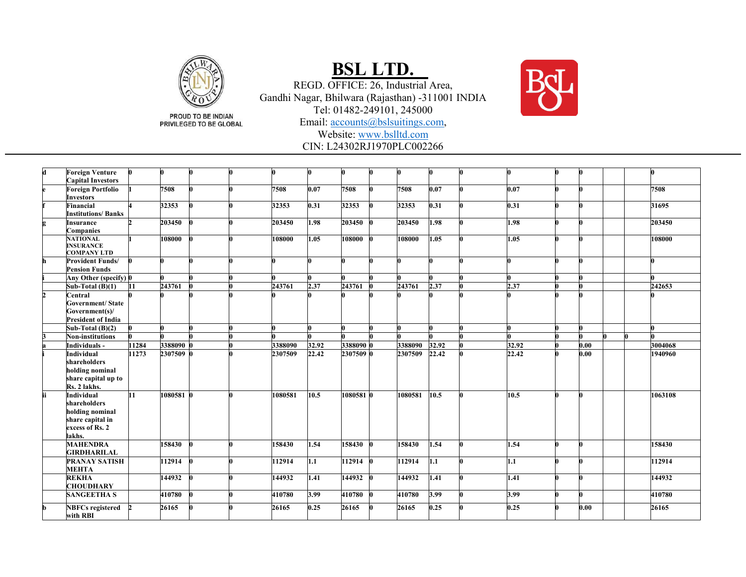# BSL LTD.

REGD. OFFICE: 26, Industrial Area,
Gandhi Nagar, Bhilwara (Rajasthan) -311001 INDIA
Tel: 01482-249101, 245000
Email: accounts@bslsuitings.com,
Website: www.bslltd.com
CIN: L24302RJ1970PLC002266

| | | | | | | | | | | | | | | | | | | |
|---|---|---|---|---|---|---|---|---|---|---|---|---|---|---|---|---|---|---|
| d | Foreign Venture Capital Investors | 0 | 0 | 0 | 0 | 0 | 0 | 0 | 0 | 0 | 0 | 0 | 0 | 0 | 0 | | | 0 |
| e | Foreign Portfolio Investors | 1 | 7508 | 0 | 0 | 7508 | 0.07 | 7508 | 0 | 7508 | 0.07 | 0 | 0.07 | 0 | 0 | | | 7508 |
| f | Financial Institutions/ Banks | 4 | 32353 | 0 | 0 | 32353 | 0.31 | 32353 | 0 | 32353 | 0.31 | 0 | 0.31 | 0 | 0 | | | 31695 |
| g | Insurance Companies | 2 | 203450 | 0 | 0 | 203450 | 1.98 | 203450 | 0 | 203450 | 1.98 | 0 | 1.98 | 0 | 0 | | | 203450 |
| | NATIONAL INSURANCE COMPANY LTD | 1 | 108000 | 0 | 0 | 108000 | 1.05 | 108000 | 0 | 108000 | 1.05 | 0 | 1.05 | 0 | 0 | | | 108000 |
| h | Provident Funds/ Pension Funds | 0 | 0 | 0 | 0 | 0 | 0 | 0 | 0 | 0 | 0 | 0 | 0 | 0 | 0 | | | 0 |
| i | Any Other (specify) | 0 | 0 | 0 | 0 | 0 | 0 | 0 | 0 | 0 | 0 | 0 | 0 | 0 | 0 | | | 0 |
| | Sub-Total (B)(1) | 11 | 243761 | 0 | 0 | 243761 | 2.37 | 243761 | 0 | 243761 | 2.37 | 0 | 2.37 | 0 | 0 | | | 242653 |
| 2 | Central Government/ State Government(s)/ President of India | 0 | 0 | 0 | 0 | 0 | 0 | 0 | 0 | 0 | 0 | 0 | 0 | 0 | 0 | | | 0 |
| | Sub-Total (B)(2) | 0 | 0 | 0 | 0 | 0 | 0 | 0 | 0 | 0 | 0 | 0 | 0 | 0 | 0 | | | 0 |
| 3 | Non-institutions | 0 | 0 | 0 | 0 | 0 | 0 | 0 | 0 | 0 | 0 | 0 | 0 | 0 | 0 | 0 | 0 | 0 |
| a | Individuals - | 11284 | 3388090 | 0 | 0 | 3388090 | 32.92 | 3388090 | 0 | 3388090 | 32.92 | 0 | 32.92 | 0 | 0.00 | | | 3004068 |
| i | Individual shareholders holding nominal share capital up to Rs. 2 lakhs. | 11273 | 2307509 | 0 | 0 | 2307509 | 22.42 | 2307509 | 0 | 2307509 | 22.42 | 0 | 22.42 | 0 | 0.00 | | | 1940960 |
| ii | Individual shareholders holding nominal share capital in excess of Rs. 2 lakhs. | 11 | 1080581 | 0 | 0 | 1080581 | 10.5 | 1080581 | 0 | 1080581 | 10.5 | 0 | 10.5 | 0 | 0 | | | 1063108 |
| | MAHENDRA GIRDHARILAL | | 158430 | 0 | 0 | 158430 | 1.54 | 158430 | 0 | 158430 | 1.54 | 0 | 1.54 | 0 | 0 | | | 158430 |
| | PRANAY SATISH MEHTA | | 112914 | 0 | 0 | 112914 | 1.1 | 112914 | 0 | 112914 | 1.1 | 0 | 1.1 | 0 | 0 | | | 112914 |
| | REKHA CHOUDHARY | | 144932 | 0 | 0 | 144932 | 1.41 | 144932 | 0 | 144932 | 1.41 | 0 | 1.41 | 0 | 0 | | | 144932 |
| | SANGEETHA S | | 410780 | 0 | 0 | 410780 | 3.99 | 410780 | 0 | 410780 | 3.99 | 0 | 3.99 | 0 | 0 | | | 410780 |
| b | NBFCs registered with RBI | 2 | 26165 | 0 | 0 | 26165 | 0.25 | 26165 | 0 | 26165 | 0.25 | 0 | 0.25 | 0 | 0.00 | | | 26165 |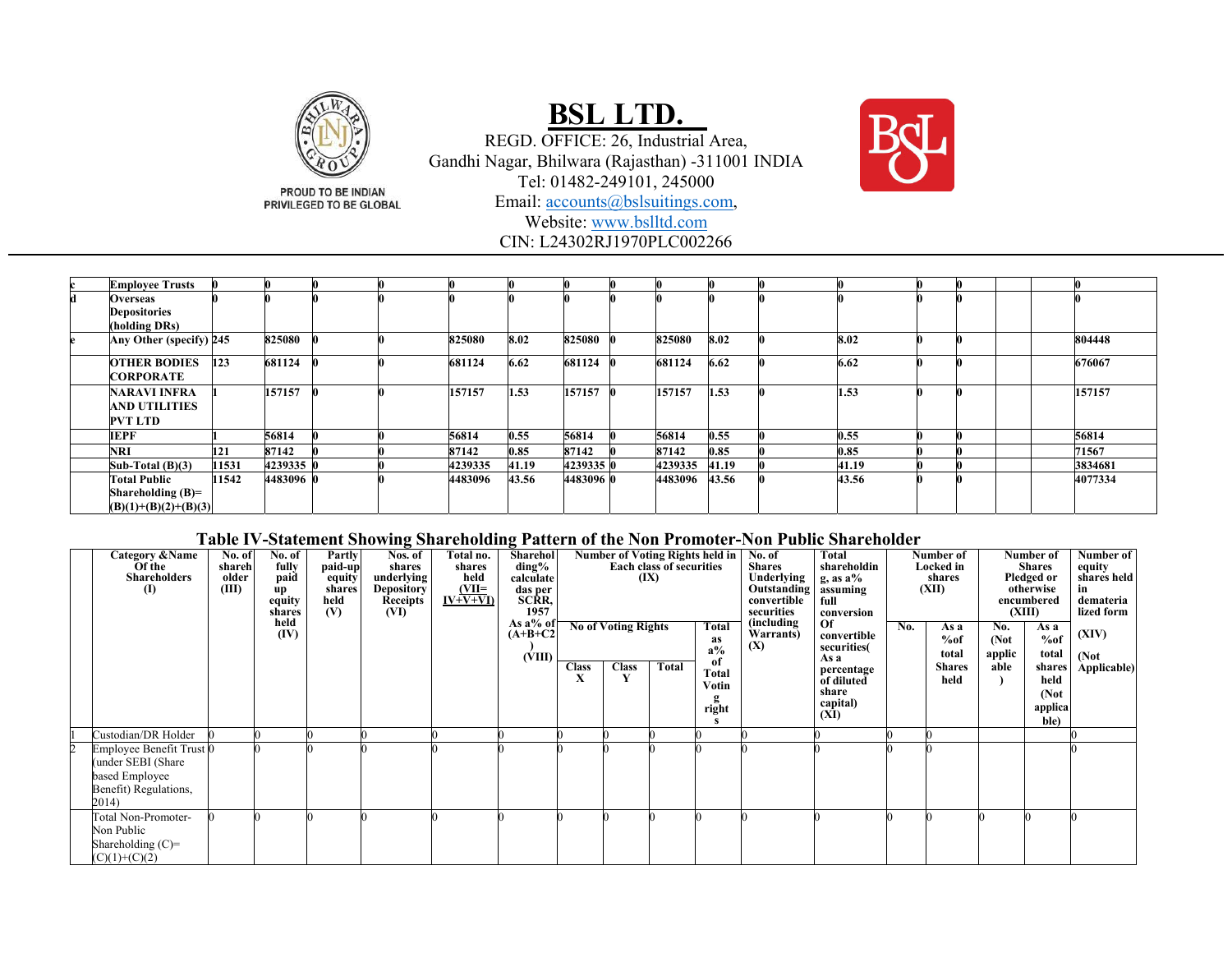# BSL LTD.

REGD. OFFICE: 26, Industrial Area,
Gandhi Nagar, Bhilwara (Rajasthan) -311001 INDIA
Tel: 01482-249101, 245000
Email: accounts@bslsuitings.com,
Website: www.bslltd.com
CIN: L24302RJ1970PLC002266

PROUD TO BE INDIAN
PRIVILEGED TO BE GLOBAL

| | | | | | | | | | | | | | | | | | | |
|---|---|---|---|---|---|---|---|---|---|---|---|---|---|---|---|---|---|---|
| c | **Employee Trusts** | 0 | 0 | 0 | 0 | 0 | 0 | 0 | 0 | 0 | 0 | 0 | 0 | 0 | 0 | | | 0 |
| d | **Overseas Depositories (holding DRs)** | 0 | 0 | 0 | 0 | 0 | 0 | 0 | 0 | 0 | 0 | 0 | 0 | 0 | 0 | | | 0 |
| e | **Any Other (specify)** | 245 | 825080 | 0 | 0 | 825080 | 8.02 | 825080 | 0 | 825080 | 8.02 | 0 | 8.02 | 0 | 0 | | | 804448 |
| | **OTHER BODIES CORPORATE** | 123 | 681124 | 0 | 0 | 681124 | 6.62 | 681124 | 0 | 681124 | 6.62 | 0 | 6.62 | 0 | 0 | | | 676067 |
| | **NARAVI INFRA AND UTILITIES PVT LTD** | 1 | 157157 | 0 | 0 | 157157 | 1.53 | 157157 | 0 | 157157 | 1.53 | 0 | 1.53 | 0 | 0 | | | 157157 |
| | **IEPF** | 1 | 56814 | 0 | 0 | 56814 | 0.55 | 56814 | 0 | 56814 | 0.55 | 0 | 0.55 | 0 | 0 | | | 56814 |
| | **NRI** | 121 | 87142 | 0 | 0 | 87142 | 0.85 | 87142 | 0 | 87142 | 0.85 | 0 | 0.85 | 0 | 0 | | | 71567 |
| | **Sub-Total (B)(3)** | 11531 | 4239335 | 0 | 0 | 4239335 | 41.19 | 4239335 | 0 | 4239335 | 41.19 | 0 | 41.19 | 0 | 0 | | | 3834681 |
| | **Total Public Shareholding (B)= (B)(1)+(B)(2)+(B)(3)** | 11542 | 4483096 | 0 | 0 | 4483096 | 43.56 | 4483096 | 0 | 4483096 | 43.56 | 0 | 43.56 | 0 | 0 | | | 4077334 |

## Table IV-Statement Showing Shareholding Pattern of the Non Promoter-Non Public Shareholder

| | Category &Name Of the Shareholders (I) | No. of shareholder (III) | No. of fully paid up equity shares held (IV) | Partly paid-up equity shares held (V) | Nos. of shares underlying Depository Receipts (VI) | Total no. shares held (VII= IV+V+VI) | Shareholding% calculate das per SCRR, 1957 As a% of (A+B+C2) (VIII) | Number of Voting Rights held in Each class of securities (IX) | | | | No. of Shares Underlying Outstanding convertible securities (including Warrants) (X) | Total shareholding, as a% assuming full conversion Of convertible securities( As a percentage of diluted share capital) (XI) | Number of Locked in shares (XII) | | Number of Shares Pledged or otherwise encumbered (XIII) | | Number of equity shares held in dematerialized form (XIV) (Not Applicable) |
|---|---|---|---|---|---|---|---|---|---|---|---|---|---|---|---|---|---|---|
| | | | | | | | | No of Voting Rights | | | Total as a% of Total Voting rights | | | No. | As a %of total Shares held | No. (Not applicable) | As a %of total shares held (Not applicable) | |
| | | | | | | | | Class X | Class Y | Total | | | | | | | | |
| 1 | Custodian/DR Holder | 0 | 0 | 0 | 0 | 0 | 0 | 0 | 0 | 0 | 0 | 0 | 0 | 0 | 0 | | | 0 |
| 2 | Employee Benefit Trust (under SEBI (Share based Employee Benefit) Regulations, 2014) | 0 | 0 | 0 | 0 | 0 | 0 | 0 | 0 | 0 | 0 | 0 | 0 | 0 | 0 | | | 0 |
| | Total Non-Promoter-Non Public Shareholding (C)= (C)(1)+(C)(2) | 0 | 0 | 0 | 0 | 0 | 0 | 0 | 0 | 0 | 0 | 0 | 0 | 0 | 0 | 0 | 0 | 0 |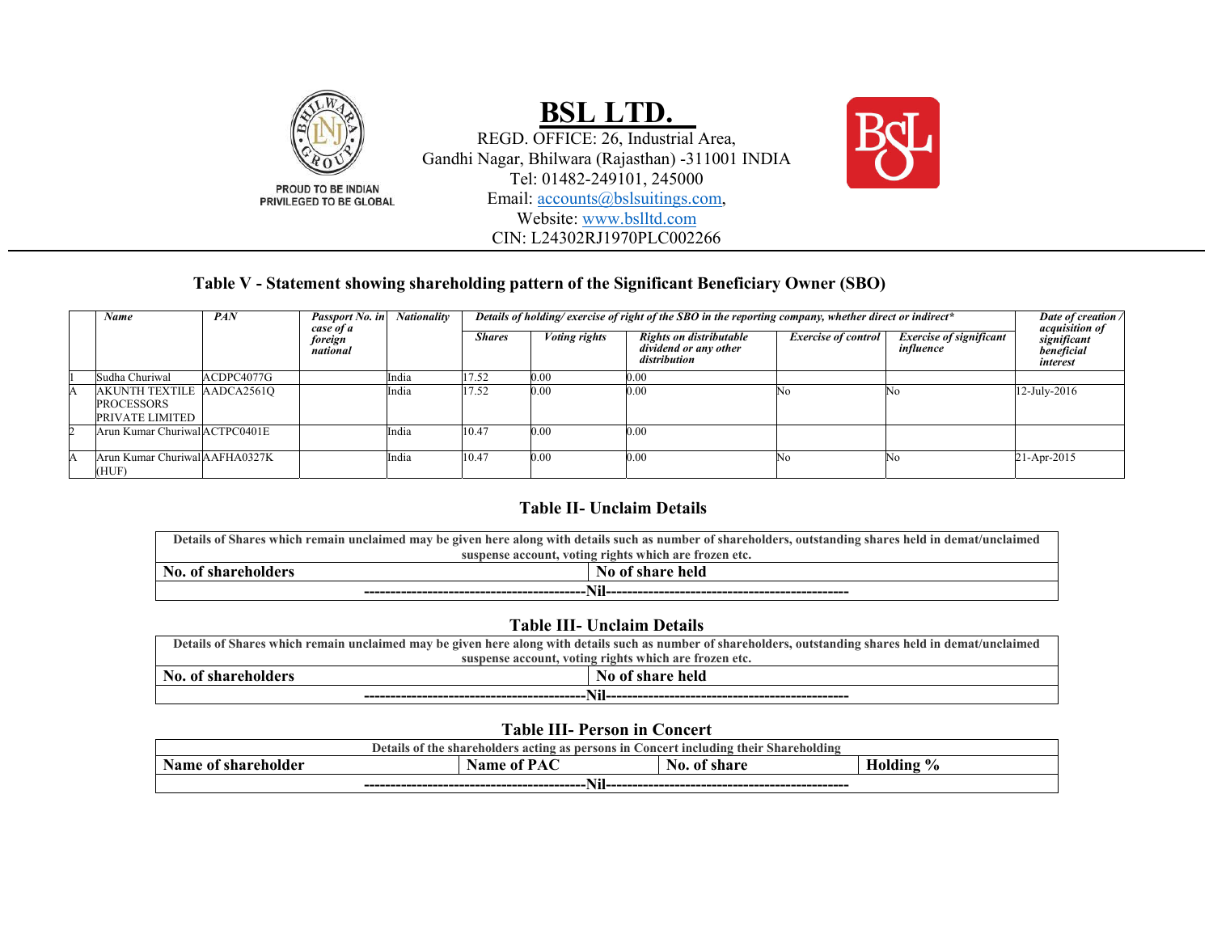# BSL LTD.

REGD. OFFICE: 26, Industrial Area,
Gandhi Nagar, Bhilwara (Rajasthan) -311001 INDIA
Tel: 01482-249101, 245000
Email: accounts@bslsuitings.com,
Website: www.bslltd.com
CIN: L24302RJ1970PLC002266

PROUD TO BE INDIAN
PRIVILEGED TO BE GLOBAL

## Table V - Statement showing shareholding pattern of the Significant Beneficiary Owner (SBO)

| | *Name* | *PAN* | *Passport No. in case of a foreign national* | *Nationality* | *Details of holding/ exercise of right of the SBO in the reporting company, whether direct or indirect** | | | | | *Date of creation / acquisition of significant beneficial interest* |
|---|---|---|---|---|---|---|---|---|---|---|
| | | | | | *Shares* | *Voting rights* | *Rights on distributable dividend or any other distribution* | *Exercise of control* | *Exercise of significant influence* | |
| 1 | Sudha Churiwal | ACDPC4077G | | India | 17.52 | 0.00 | 0.00 | | | |
| A | AKUNTH TEXTILE PROCESSORS PRIVATE LIMITED | AADCA2561Q | | India | 17.52 | 0.00 | 0.00 | No | No | 12-July-2016 |
| 2 | Arun Kumar Churiwal | ACTPC0401E | | India | 10.47 | 0.00 | 0.00 | | | |
| A | Arun Kumar Churiwal (HUF) | AAFHA0327K | | India | 10.47 | 0.00 | 0.00 | No | No | 21-Apr-2015 |

## Table II- Unclaim Details

| Details of Shares which remain unclaimed may be given here along with details such as number of shareholders, outstanding shares held in demat/unclaimed suspense account, voting rights which are frozen etc. | |
|---|---|
| **No. of shareholders** | **No of share held** |
| -------------------------------------------Nil---------------------------------------------- | |

## Table III- Unclaim Details

| Details of Shares which remain unclaimed may be given here along with details such as number of shareholders, outstanding shares held in demat/unclaimed suspense account, voting rights which are frozen etc. | |
|---|---|
| **No. of shareholders** | **No of share held** |
| -------------------------------------------Nil---------------------------------------------- | |

## Table III- Person in Concert

| Details of the shareholders acting as persons in Concert including their Shareholding | | | |
|---|---|---|---|
| **Name of shareholder** | **Name of PAC** | **No. of share** | **Holding %** |
| -------------------------------------------Nil---------------------------------------------- | | | |